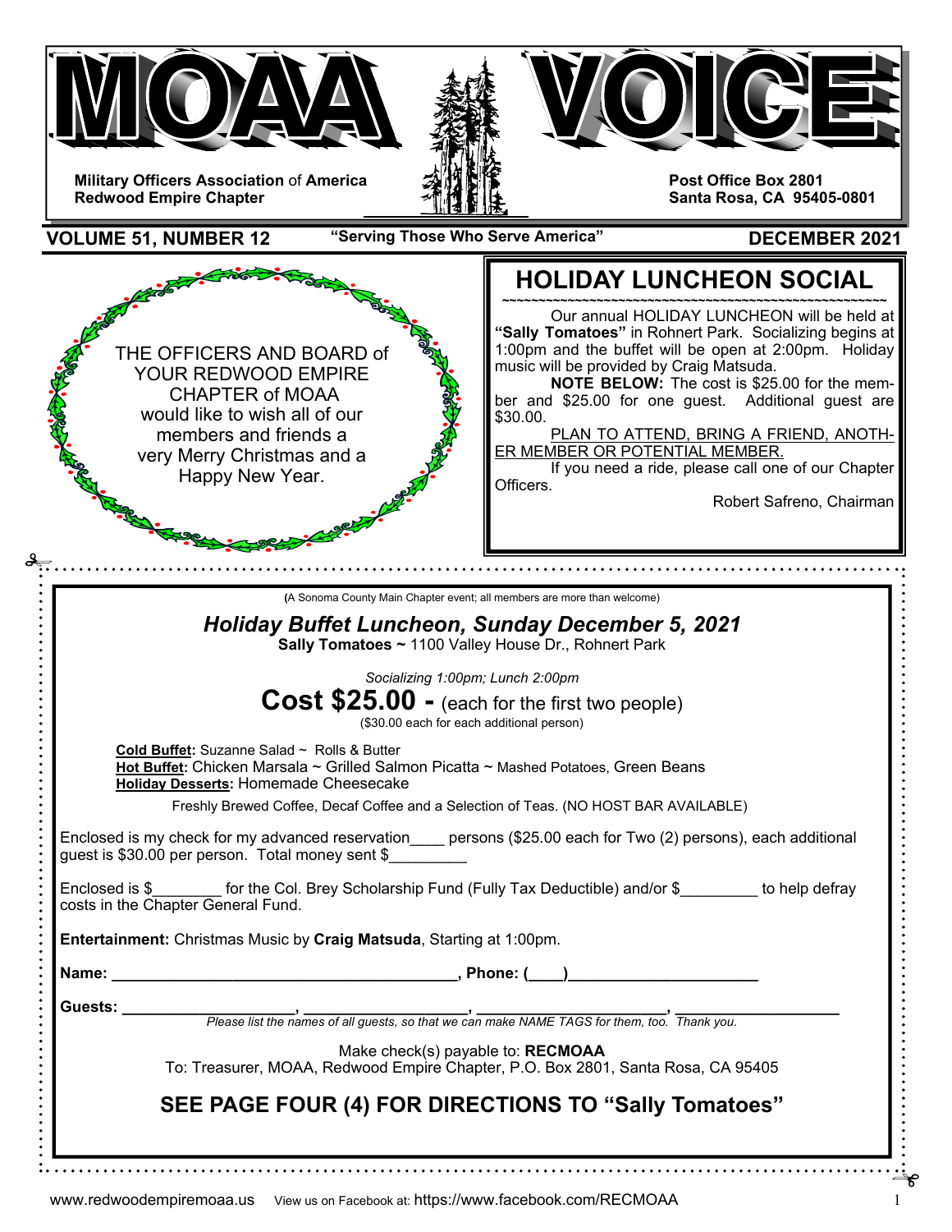# MOAA VOICE

**Military Officers Association of America**
**Redwood Empire Chapter**

**Post Office Box 2801**
**Santa Rosa, CA 95405-0801**

**VOLUME 51, NUMBER 12** — **"Serving Those Who Serve America"** — **DECEMBER 2021**

THE OFFICERS AND BOARD of YOUR REDWOOD EMPIRE CHAPTER of MOAA would like to wish all of our members and friends a very Merry Christmas and a Happy New Year.

## HOLIDAY LUNCHEON SOCIAL

Our annual HOLIDAY LUNCHEON will be held at **"Sally Tomatoes"** in Rohnert Park. Socializing begins at 1:00pm and the buffet will be open at 2:00pm. Holiday music will be provided by Craig Matsuda.

**NOTE BELOW:** The cost is $25.00 for the member and $25.00 for one guest. Additional guest are $30.00.

PLAN TO ATTEND, BRING A FRIEND, ANOTHER MEMBER OR POTENTIAL MEMBER.

If you need a ride, please call one of our Chapter Officers.

Robert Safreno, Chairman

---

(A Sonoma County Main Chapter event; all members are more than welcome)

### *Holiday Buffet Luncheon, Sunday December 5, 2021*

**Sally Tomatoes ~** 1100 Valley House Dr., Rohnert Park

*Socializing 1:00pm; Lunch 2:00pm*

**Cost $25.00 -** (each for the first two people)
($30.00 each for each additional person)

**Cold Buffet:** Suzanne Salad ~ Rolls & Butter
**Hot Buffet:** Chicken Marsala ~ Grilled Salmon Picatta ~ Mashed Potatoes, Green Beans
**Holiday Desserts:** Homemade Cheesecake

Freshly Brewed Coffee, Decaf Coffee and a Selection of Teas. (NO HOST BAR AVAILABLE)

Enclosed is my check for my advanced reservation____ persons ($25.00 each for Two (2) persons), each additional guest is $30.00 per person. Total money sent $_________

Enclosed is $________ for the Col. Brey Scholarship Fund (Fully Tax Deductible) and/or $_________ to help defray costs in the Chapter General Fund.

**Entertainment:** Christmas Music by **Craig Matsuda**, Starting at 1:00pm.

**Name: _________________________________________, Phone: (____)______________________**

**Guests: ____________________, ___________________, _____________________, ___________________**

*Please list the names of all guests, so that we can make NAME TAGS for them, too. Thank you.*

Make check(s) payable to: **RECMOAA**
To: Treasurer, MOAA, Redwood Empire Chapter, P.O. Box 2801, Santa Rosa, CA 95405

### SEE PAGE FOUR (4) FOR DIRECTIONS TO "Sally Tomatoes"

---

www.redwoodempiremoaa.us View us on Facebook at: https://www.facebook.com/RECMOAA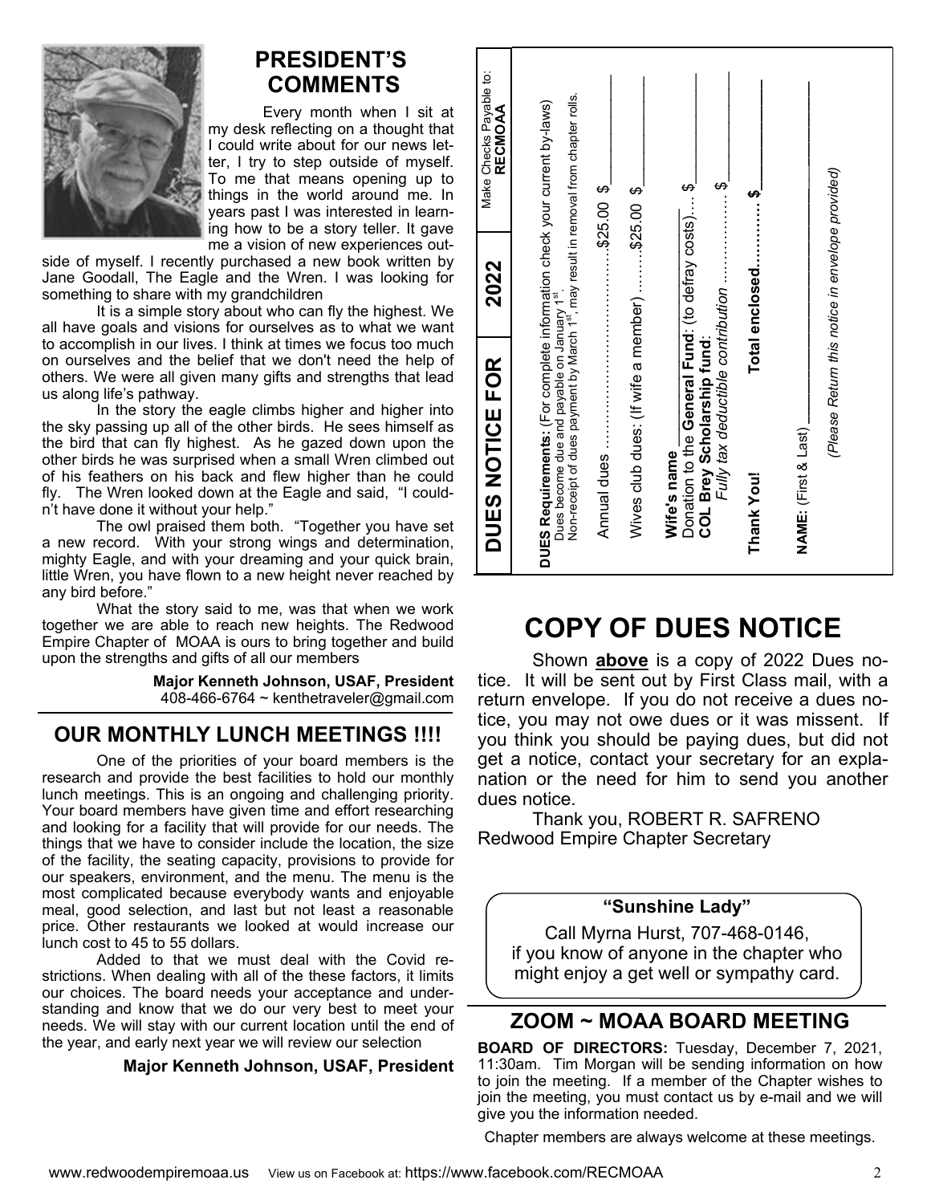## PRESIDENT'S COMMENTS

Every month when I sit at my desk reflecting on a thought that I could write about for our news letter, I try to step outside of myself. To me that means opening up to things in the world around me. In years past I was interested in learning how to be a story teller. It gave me a vision of new experiences outside of myself. I recently purchased a new book written by Jane Goodall, The Eagle and the Wren. I was looking for something to share with my grandchildren

It is a simple story about who can fly the highest. We all have goals and visions for ourselves as to what we want to accomplish in our lives. I think at times we focus too much on ourselves and the belief that we don't need the help of others. We were all given many gifts and strengths that lead us along life's pathway.

In the story the eagle climbs higher and higher into the sky passing up all of the other birds. He sees himself as the bird that can fly highest. As he gazed down upon the other birds he was surprised when a small Wren climbed out of his feathers on his back and flew higher than he could fly. The Wren looked down at the Eagle and said, "I couldn't have done it without your help."

The owl praised them both. "Together you have set a new record. With your strong wings and determination, mighty Eagle, and with your dreaming and your quick brain, little Wren, you have flown to a new height never reached by any bird before."

What the story said to me, was that when we work together we are able to reach new heights. The Redwood Empire Chapter of MOAA is ours to bring together and build upon the strengths and gifts of all our members

**Major Kenneth Johnson, USAF, President**
408-466-6764 ~ kenthetraveler@gmail.com

## OUR MONTHLY LUNCH MEETINGS !!!!

One of the priorities of your board members is the research and provide the best facilities to hold our monthly lunch meetings. This is an ongoing and challenging priority. Your board members have given time and effort researching and looking for a facility that will provide for our needs. The things that we have to consider include the location, the size of the facility, the seating capacity, provisions to provide for our speakers, environment, and the menu. The menu is the most complicated because everybody wants and enjoyable meal, good selection, and last but not least a reasonable price. Other restaurants we looked at would increase our lunch cost to 45 to 55 dollars.

Added to that we must deal with the Covid restrictions. When dealing with all of the these factors, it limits our choices. The board needs your acceptance and understanding and know that we do our very best to meet your needs. We will stay with our current location until the end of the year, and early next year we will review our selection

**Major Kenneth Johnson, USAF, President**

## DUES NOTICE FOR 2022

Make Checks Payable to: **RECMOAA**

**DUES Requirements:** (For complete information check your current by-laws)
Dues become due and payable on January 1st.
Non-receipt of dues payment by March 1st, may result in removal from chapter rolls.

Annual dues ........................................$25.00 $\_\_\_\_\_\_\_\_

Wives club dues: (If wife a member) .........$25.00 $\_\_\_\_\_\_\_\_

**Wife's name** \_\_\_\_\_\_\_\_\_\_\_\_\_\_\_\_

Donation to the **General Fund**: (to defray costs).... $\_\_\_\_\_\_\_\_

**COL Brey Scholarship fund**:
*Fully tax deductible contribution* .................... $\_\_\_\_\_\_\_\_

**Thank You!** **Total enclosed..........$** \_\_\_\_\_\_\_\_

**NAME**: (First & Last) \_\_\_\_\_\_\_\_\_\_\_\_\_\_\_\_

*(Please Return this notice in envelope provided)*

## COPY OF DUES NOTICE

Shown **above** is a copy of 2022 Dues notice. It will be sent out by First Class mail, with a return envelope. If you do not receive a dues notice, you may not owe dues or it was missent. If you think you should be paying dues, but did not get a notice, contact your secretary for an explanation or the need for him to send you another dues notice.

Thank you, ROBERT R. SAFRENO
Redwood Empire Chapter Secretary

**"Sunshine Lady"**

Call Myrna Hurst, 707-468-0146, if you know of anyone in the chapter who might enjoy a get well or sympathy card.

## ZOOM ~ MOAA BOARD MEETING

**BOARD OF DIRECTORS:** Tuesday, December 7, 2021, 11:30am. Tim Morgan will be sending information on how to join the meeting. If a member of the Chapter wishes to join the meeting, you must contact us by e-mail and we will give you the information needed.

Chapter members are always welcome at these meetings.

www.redwoodempiremoaa.us View us on Facebook at: https://www.facebook.com/RECMOAA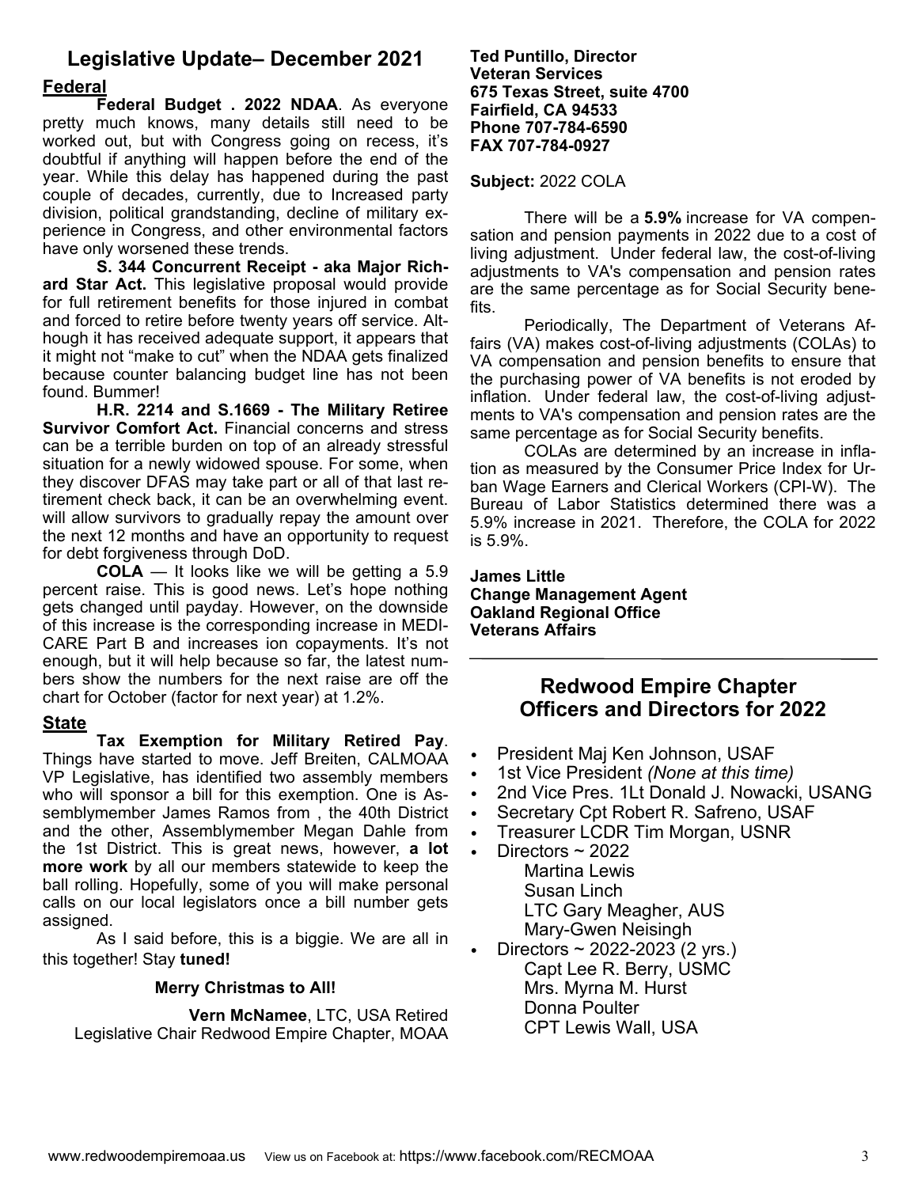## Legislative Update– December 2021

### Federal

**Federal Budget . 2022 NDAA**. As everyone pretty much knows, many details still need to be worked out, but with Congress going on recess, it's doubtful if anything will happen before the end of the year. While this delay has happened during the past couple of decades, currently, due to Increased party division, political grandstanding, decline of military experience in Congress, and other environmental factors have only worsened these trends.

**S. 344 Concurrent Receipt - aka Major Richard Star Act.** This legislative proposal would provide for full retirement benefits for those injured in combat and forced to retire before twenty years off service. Although it has received adequate support, it appears that it might not "make to cut" when the NDAA gets finalized because counter balancing budget line has not been found. Bummer!

**H.R. 2214 and S.1669 - The Military Retiree Survivor Comfort Act.** Financial concerns and stress can be a terrible burden on top of an already stressful situation for a newly widowed spouse. For some, when they discover DFAS may take part or all of that last retirement check back, it can be an overwhelming event. will allow survivors to gradually repay the amount over the next 12 months and have an opportunity to request for debt forgiveness through DoD.

**COLA** — It looks like we will be getting a 5.9 percent raise. This is good news. Let's hope nothing gets changed until payday. However, on the downside of this increase is the corresponding increase in MEDICARE Part B and increases ion copayments. It's not enough, but it will help because so far, the latest numbers show the numbers for the next raise are off the chart for October (factor for next year) at 1.2%.

### State

**Tax Exemption for Military Retired Pay**. Things have started to move. Jeff Breiten, CALMOAA VP Legislative, has identified two assembly members who will sponsor a bill for this exemption. One is Assemblymember James Ramos from , the 40th District and the other, Assemblymember Megan Dahle from the 1st District. This is great news, however, **a lot more work** by all our members statewide to keep the ball rolling. Hopefully, some of you will make personal calls on our local legislators once a bill number gets assigned.

As I said before, this is a biggie. We are all in this together! Stay **tuned!**

**Merry Christmas to All!**

**Vern McNamee**, LTC, USA Retired
Legislative Chair Redwood Empire Chapter, MOAA

**Ted Puntillo, Director**
**Veteran Services**
**675 Texas Street, suite 4700**
**Fairfield, CA 94533**
**Phone 707-784-6590**
**FAX 707-784-0927**

**Subject:** 2022 COLA

There will be a **5.9%** increase for VA compensation and pension payments in 2022 due to a cost of living adjustment. Under federal law, the cost-of-living adjustments to VA's compensation and pension rates are the same percentage as for Social Security benefits.

Periodically, The Department of Veterans Affairs (VA) makes cost-of-living adjustments (COLAs) to VA compensation and pension benefits to ensure that the purchasing power of VA benefits is not eroded by inflation. Under federal law, the cost-of-living adjustments to VA's compensation and pension rates are the same percentage as for Social Security benefits.

COLAs are determined by an increase in inflation as measured by the Consumer Price Index for Urban Wage Earners and Clerical Workers (CPI-W). The Bureau of Labor Statistics determined there was a 5.9% increase in 2021. Therefore, the COLA for 2022 is 5.9%.

**James Little**
**Change Management Agent**
**Oakland Regional Office**
**Veterans Affairs**

---

## Redwood Empire Chapter Officers and Directors for 2022

- President Maj Ken Johnson, USAF
- 1st Vice President *(None at this time)*
- 2nd Vice Pres. 1Lt Donald J. Nowacki, USANG
- Secretary Cpt Robert R. Safreno, USAF
- Treasurer LCDR Tim Morgan, USNR
- Directors ~ 2022
  - Martina Lewis
  - Susan Linch
  - LTC Gary Meagher, AUS
  - Mary-Gwen Neisingh
- Directors ~ 2022-2023 (2 yrs.)
  - Capt Lee R. Berry, USMC
  - Mrs. Myrna M. Hurst
  - Donna Poulter
  - CPT Lewis Wall, USA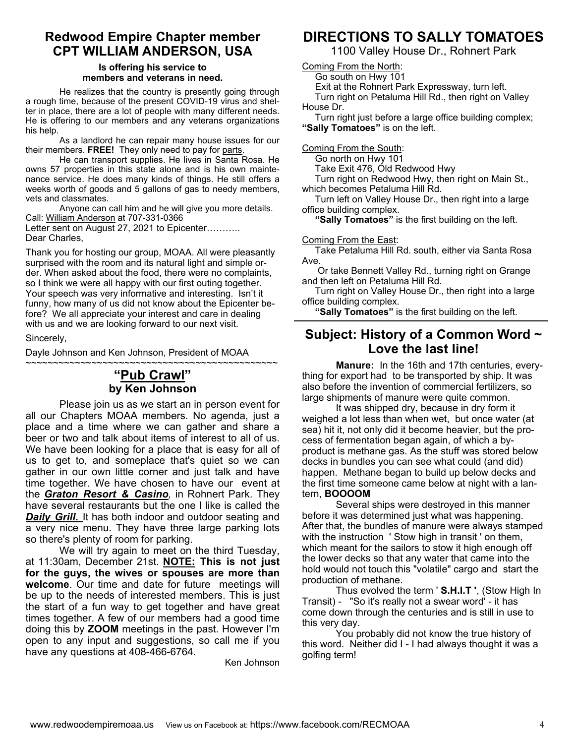## Redwood Empire Chapter member CPT WILLIAM ANDERSON, USA

**Is offering his service to members and veterans in need.**

He realizes that the country is presently going through a rough time, because of the present COVID-19 virus and shelter in place, there are a lot of people with many different needs. He is offering to our members and any veterans organizations his help.

As a landlord he can repair many house issues for our their members. **FREE!** They only need to pay for parts.

He can transport supplies. He lives in Santa Rosa. He owns 57 properties in this state alone and is his own maintenance service. He does many kinds of things. He still offers a weeks worth of goods and 5 gallons of gas to needy members, vets and classmates.

Anyone can call him and he will give you more details. Call: William Anderson at 707-331-0366

Letter sent on August 27, 2021 to Epicenter………..
Dear Charles,

Thank you for hosting our group, MOAA. All were pleasantly surprised with the room and its natural light and simple order. When asked about the food, there were no complaints, so I think we were all happy with our first outing together. Your speech was very informative and interesting. Isn't it funny, how many of us did not know about the Epicenter before? We all appreciate your interest and care in dealing with us and we are looking forward to our next visit.

Sincerely,

Dayle Johnson and Ken Johnson, President of MOAA

~~~~~~~~~~~~~~~~~~~~~~~~~~~~~~~~~~~~~~~~~~~~~~~~

## "Pub Crawl"

**by Ken Johnson**

Please join us as we start an in person event for all our Chapters MOAA members. No agenda, just a place and a time where we can gather and share a beer or two and talk about items of interest to all of us. We have been looking for a place that is easy for all of us to get to, and someplace that's quiet so we can gather in our own little corner and just talk and have time together. We have chosen to have our event at the ***Graton Resort & Casino***, in Rohnert Park. They have several restaurants but the one I like is called the ***Daily Grill.*** It has both indoor and outdoor seating and a very nice menu. They have three large parking lots so there's plenty of room for parking.

We will try again to meet on the third Tuesday, at 11:30am, December 21st. **NOTE: This is not just for the guys, the wives or spouses are more than welcome**. Our time and date for future meetings will be up to the needs of interested members. This is just the start of a fun way to get together and have great times together. A few of our members had a good time doing this by **ZOOM** meetings in the past. However I'm open to any input and suggestions, so call me if you have any questions at 408-466-6764.

Ken Johnson

## DIRECTIONS TO SALLY TOMATOES

1100 Valley House Dr., Rohnert Park

Coming From the North:

Go south on Hwy 101
Exit at the Rohnert Park Expressway, turn left.
Turn right on Petaluma Hill Rd., then right on Valley House Dr.
Turn right just before a large office building complex; **"Sally Tomatoes"** is on the left.

Coming From the South:

Go north on Hwy 101
Take Exit 476, Old Redwood Hwy
Turn right on Redwood Hwy, then right on Main St., which becomes Petaluma Hill Rd.
Turn left on Valley House Dr., then right into a large office building complex.
**"Sally Tomatoes"** is the first building on the left.

Coming From the East:

Take Petaluma Hill Rd. south, either via Santa Rosa Ave.
Or take Bennett Valley Rd., turning right on Grange and then left on Petaluma Hill Rd.
Turn right on Valley House Dr., then right into a large office building complex.
**"Sally Tomatoes"** is the first building on the left.

## Subject: History of a Common Word ~ Love the last line!

**Manure:** In the 16th and 17th centuries, everything for export had to be transported by ship. It was also before the invention of commercial fertilizers, so large shipments of manure were quite common.

It was shipped dry, because in dry form it weighed a lot less than when wet, but once water (at sea) hit it, not only did it become heavier, but the process of fermentation began again, of which a by-product is methane gas. As the stuff was stored below decks in bundles you can see what could (and did) happen. Methane began to build up below decks and the first time someone came below at night with a lantern, **BOOOOM**

Several ships were destroyed in this manner before it was determined just what was happening. After that, the bundles of manure were always stamped with the instruction ' Stow high in transit ' on them, which meant for the sailors to stow it high enough off the lower decks so that any water that came into the hold would not touch this "volatile" cargo and start the production of methane.

Thus evolved the term ' **S.H.I.T** ', (Stow High In Transit) - "So it's really not a swear word' - it has come down through the centuries and is still in use to this very day.

You probably did not know the true history of this word. Neither did I - I had always thought it was a golfing term!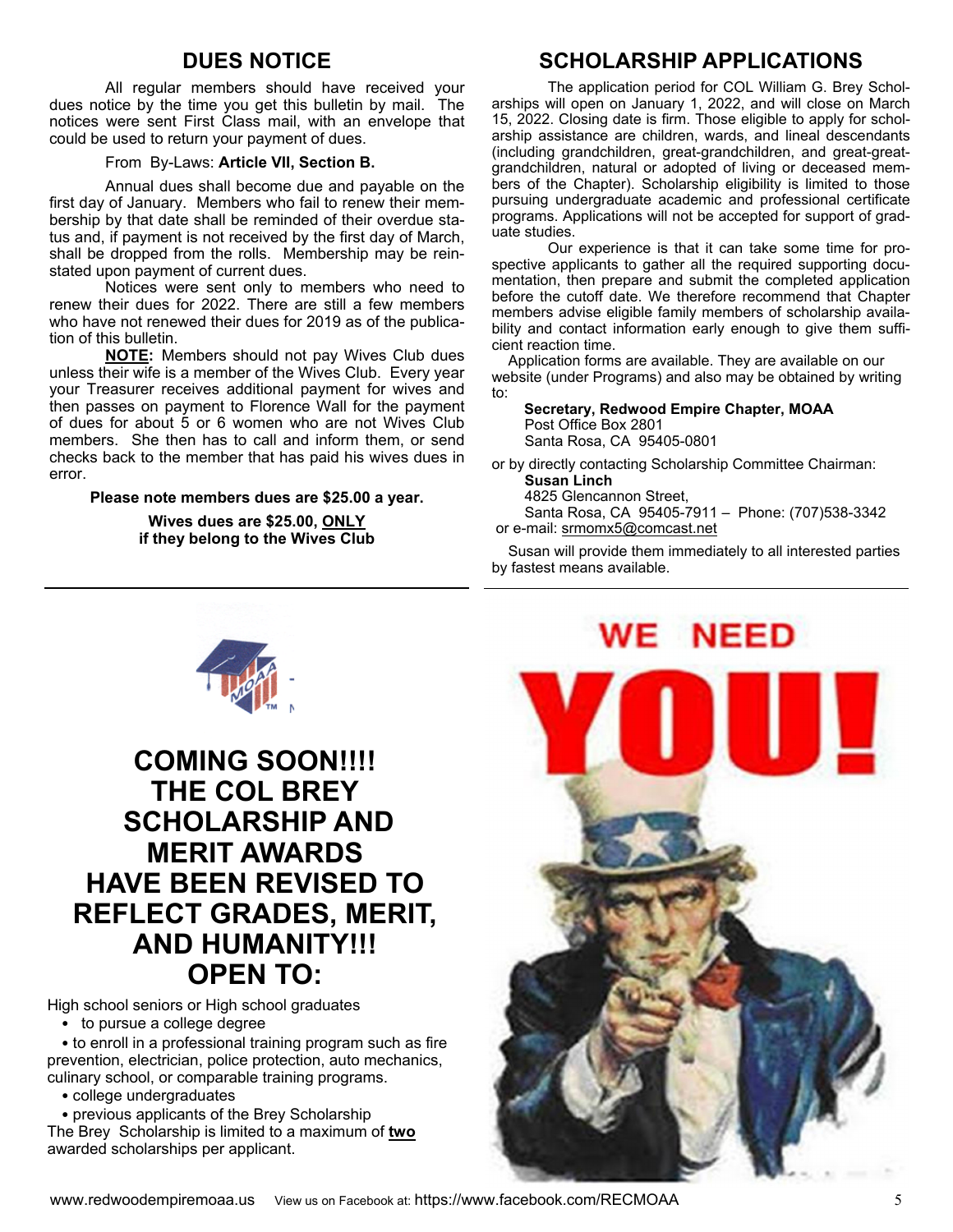## DUES NOTICE

All regular members should have received your dues notice by the time you get this bulletin by mail. The notices were sent First Class mail, with an envelope that could be used to return your payment of dues.

From By-Laws: **Article VII, Section B.**

Annual dues shall become due and payable on the first day of January. Members who fail to renew their membership by that date shall be reminded of their overdue status and, if payment is not received by the first day of March, shall be dropped from the rolls. Membership may be reinstated upon payment of current dues.

Notices were sent only to members who need to renew their dues for 2022. There are still a few members who have not renewed their dues for 2019 as of the publication of this bulletin.

**NOTE:** Members should not pay Wives Club dues unless their wife is a member of the Wives Club. Every year your Treasurer receives additional payment for wives and then passes on payment to Florence Wall for the payment of dues for about 5 or 6 women who are not Wives Club members. She then has to call and inform them, or send checks back to the member that has paid his wives dues in error.

**Please note members dues are $25.00 a year.**

**Wives dues are $25.00, ONLY if they belong to the Wives Club**

## SCHOLARSHIP APPLICATIONS

The application period for COL William G. Brey Scholarships will open on January 1, 2022, and will close on March 15, 2022. Closing date is firm. Those eligible to apply for scholarship assistance are children, wards, and lineal descendants (including grandchildren, great-grandchildren, and great-great-grandchildren, natural or adopted of living or deceased members of the Chapter). Scholarship eligibility is limited to those pursuing undergraduate academic and professional certificate programs. Applications will not be accepted for support of graduate studies.

Our experience is that it can take some time for prospective applicants to gather all the required supporting documentation, then prepare and submit the completed application before the cutoff date. We therefore recommend that Chapter members advise eligible family members of scholarship availability and contact information early enough to give them sufficient reaction time.

Application forms are available. They are available on our website (under Programs) and also may be obtained by writing to:

**Secretary, Redwood Empire Chapter, MOAA**
Post Office Box 2801
Santa Rosa, CA 95405-0801

or by directly contacting Scholarship Committee Chairman:
**Susan Linch**
4825 Glencannon Street,
Santa Rosa, CA 95405-7911 – Phone: (707)538-3342
or e-mail: srmomx5@comcast.net

Susan will provide them immediately to all interested parties by fastest means available.

# COMING SOON!!!! THE COL BREY SCHOLARSHIP AND MERIT AWARDS HAVE BEEN REVISED TO REFLECT GRADES, MERIT, AND HUMANITY!!! OPEN TO:

High school seniors or High school graduates

- to pursue a college degree
- to enroll in a professional training program such as fire prevention, electrician, police protection, auto mechanics, culinary school, or comparable training programs.
- college undergraduates
- previous applicants of the Brey Scholarship

The Brey Scholarship is limited to a maximum of **two** awarded scholarships per applicant.

WE NEED YOU!

www.redwoodempiremoaa.us View us on Facebook at: https://www.facebook.com/RECMOAA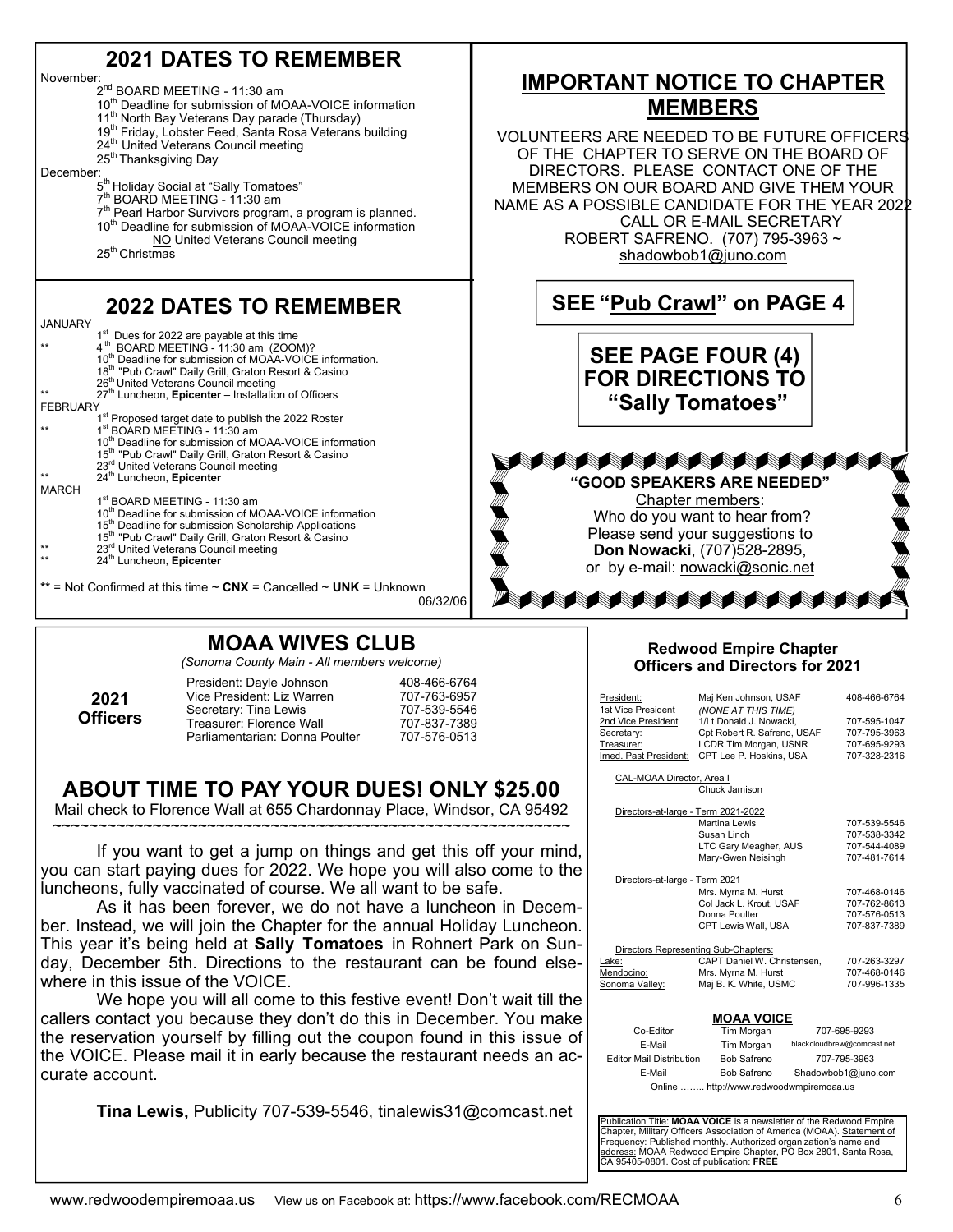## 2021 DATES TO REMEMBER

November:
- 2nd BOARD MEETING - 11:30 am
- 10th Deadline for submission of MOAA-VOICE information
- 11th North Bay Veterans Day parade (Thursday)
- 19th Friday, Lobster Feed, Santa Rosa Veterans building
- 24th United Veterans Council meeting
- 25th Thanksgiving Day

December:
- 5th Holiday Social at "Sally Tomatoes"
- 7th BOARD MEETING - 11:30 am
- 7th Pearl Harbor Survivors program, a program is planned.
- 10th Deadline for submission of MOAA-VOICE information
- NO United Veterans Council meeting
- 25th Christmas

## 2022 DATES TO REMEMBER

JANUARY
- 1st Dues for 2022 are payable at this time
- ** 4th BOARD MEETING - 11:30 am (ZOOM)?
- 10th Deadline for submission of MOAA-VOICE information.
- 18th "Pub Crawl" Daily Grill, Graton Resort & Casino
- 26th United Veterans Council meeting
- ** 27th Luncheon, **Epicenter** – Installation of Officers

FEBRUARY
- 1st Proposed target date to publish the 2022 Roster
- ** 1st BOARD MEETING - 11:30 am
- 10th Deadline for submission of MOAA-VOICE information
- 15th "Pub Crawl" Daily Grill, Graton Resort & Casino
- 23rd United Veterans Council meeting
- ** 24th Luncheon, **Epicenter**

MARCH
- 1st BOARD MEETING - 11:30 am
- 10th Deadline for submission of MOAA-VOICE information
- 15th Deadline for submission Scholarship Applications
- 15th "Pub Crawl" Daily Grill, Graton Resort & Casino
- ** 23rd United Veterans Council meeting
- ** 24th Luncheon, **Epicenter**

**\*\*** = Not Confirmed at this time ~ **CNX** = Cancelled ~ **UNK** = Unknown

06/32/06

## IMPORTANT NOTICE TO CHAPTER MEMBERS

VOLUNTEERS ARE NEEDED TO BE FUTURE OFFICERS OF THE CHAPTER TO SERVE ON THE BOARD OF DIRECTORS. PLEASE CONTACT ONE OF THE MEMBERS ON OUR BOARD AND GIVE THEM YOUR NAME AS A POSSIBLE CANDIDATE FOR THE YEAR 2022 CALL OR E-MAIL SECRETARY ROBERT SAFRENO. (707) 795-3963 ~ shadowbob1@juno.com

## SEE "Pub Crawl" on PAGE 4

## SEE PAGE FOUR (4) FOR DIRECTIONS TO "Sally Tomatoes"

**"GOOD SPEAKERS ARE NEEDED"**

Chapter members:
Who do you want to hear from?
Please send your suggestions to **Don Nowacki**, (707)528-2895, or by e-mail: nowacki@sonic.net

## MOAA WIVES CLUB

*(Sonoma County Main - All members welcome)*

**2021 Officers**

| | |
|---|---|
| President: Dayle Johnson | 408-466-6764 |
| Vice President: Liz Warren | 707-763-6957 |
| Secretary: Tina Lewis | 707-539-5546 |
| Treasurer: Florence Wall | 707-837-7389 |
| Parliamentarian: Donna Poulter | 707-576-0513 |

## ABOUT TIME TO PAY YOUR DUES! ONLY $25.00

Mail check to Florence Wall at 655 Chardonnay Place, Windsor, CA 95492

If you want to get a jump on things and get this off your mind, you can start paying dues for 2022. We hope you will also come to the luncheons, fully vaccinated of course. We all want to be safe.

As it has been forever, we do not have a luncheon in December. Instead, we will join the Chapter for the annual Holiday Luncheon. This year it's being held at **Sally Tomatoes** in Rohnert Park on Sunday, December 5th. Directions to the restaurant can be found elsewhere in this issue of the VOICE.

We hope you will all come to this festive event! Don't wait till the callers contact you because they don't do this in December. You make the reservation yourself by filling out the coupon found in this issue of the VOICE. Please mail it in early because the restaurant needs an accurate account.

**Tina Lewis,** Publicity 707-539-5546, tinalewis31@comcast.net

### Redwood Empire Chapter Officers and Directors for 2021

| | | |
|---|---|---|
| President: | Maj Ken Johnson, USAF | 408-466-6764 |
| 1st Vice President | *(NONE AT THIS TIME)* | |
| 2nd Vice President | 1/Lt Donald J. Nowacki, | 707-595-1047 |
| Secretary: | Cpt Robert R. Safreno, USAF | 707-795-3963 |
| Treasurer: | LCDR Tim Morgan, USNR | 707-695-9293 |
| Imed. Past President: | CPT Lee P. Hoskins, USA | 707-328-2316 |

CAL-MOAA Director, Area I
Chuck Jamison

Directors-at-large - Term 2021-2022

| | |
|---|---|
| Martina Lewis | 707-539-5546 |
| Susan Linch | 707-538-3342 |
| LTC Gary Meagher, AUS | 707-544-4089 |
| Mary-Gwen Neisingh | 707-481-7614 |

Directors-at-large - Term 2021

| | |
|---|---|
| Mrs. Myrna M. Hurst | 707-468-0146 |
| Col Jack L. Krout, USAF | 707-762-8613 |
| Donna Poulter | 707-576-0513 |
| CPT Lewis Wall, USA | 707-837-7389 |

Directors Representing Sub-Chapters:

| | | |
|---|---|---|
| Lake: | CAPT Daniel W. Christensen, | 707-263-3297 |
| Mendocino: | Mrs. Myrna M. Hurst | 707-468-0146 |
| Sonoma Valley: | Maj B. K. White, USMC | 707-996-1335 |

**MOAA VOICE**

| | | |
|---|---|---|
| Co-Editor | Tim Morgan | 707-695-9293 |
| E-Mail | Tim Morgan | blackcloudbrew@comcast.net |
| Editor Mail Distribution | Bob Safreno | 707-795-3963 |
| E-Mail | Bob Safreno | Shadowbob1@juno.com |

Online …….. http://www.redwoodempiremoaa.us

Publication Title: **MOAA VOICE** is a newsletter of the Redwood Empire Chapter, Military Officers Association of America (MOAA). Statement of Frequency: Published monthly. Authorized organization's name and address: MOAA Redwood Empire Chapter, PO Box 2801, Santa Rosa, CA 95405-0801. Cost of publication: **FREE**

www.redwoodempiremoaa.us View us on Facebook at: https://www.facebook.com/RECMOAA